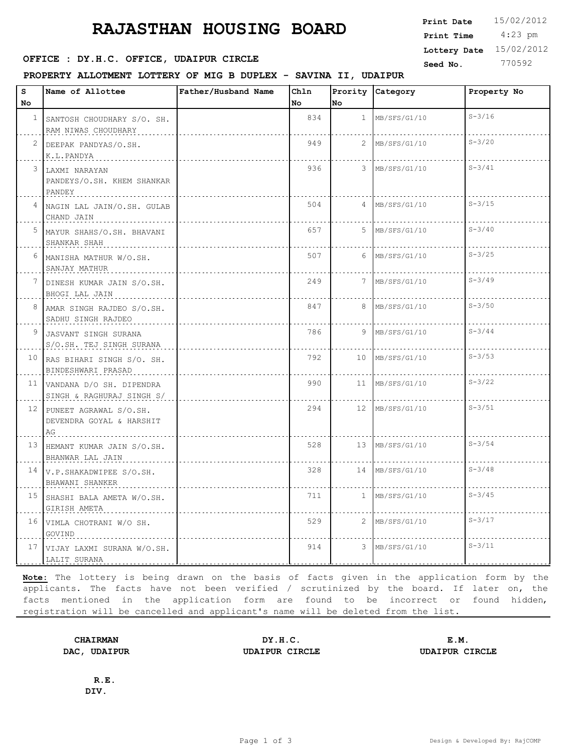# RAJASTHAN HOUSING BOARD

| | |
|---|---|
| **Print Date** | 15/02/2012 |
| **Print Time** | 4:23 pm |
| **Lottery Date** | 15/02/2012 |
| **Seed No.** | 770592 |

**OFFICE : DY.H.C. OFFICE, UDAIPUR CIRCLE**

**PROPERTY ALLOTMENT LOTTERY OF MIG B DUPLEX - SAVINA II, UDAIPUR**

| S No | Name of Allottee | Father/Husband Name | Chln No | Prority No | Category | Property No |
|---|---|---|---|---|---|---|
| 1 | SANTOSH CHOUDHARY S/O. SH. RAM NIWAS CHOUDHARY | | 834 | 1 | MB/SFS/G1/10 | S-3/16 |
| 2 | DEEPAK PANDYAS/O.SH. K.L.PANDYA | | 949 | 2 | MB/SFS/G1/10 | S-3/20 |
| 3 | LAXMI NARAYAN PANDEYS/O.SH. KHEM SHANKAR PANDEY | | 936 | 3 | MB/SFS/G1/10 | S-3/41 |
| 4 | NAGIN LAL JAIN/O.SH. GULAB CHAND JAIN | | 504 | 4 | MB/SFS/G1/10 | S-3/15 |
| 5 | MAYUR SHAHS/O.SH. BHAVANI SHANKAR SHAH | | 657 | 5 | MB/SFS/G1/10 | S-3/40 |
| 6 | MANISHA MATHUR W/O.SH. SANJAY MATHUR | | 507 | 6 | MB/SFS/G1/10 | S-3/25 |
| 7 | DINESH KUMAR JAIN S/O.SH. BHOGI LAL JAIN | | 249 | 7 | MB/SFS/G1/10 | S-3/49 |
| 8 | AMAR SINGH RAJDEO S/O.SH. SADHU SINGH RAJDEO | | 847 | 8 | MB/SFS/G1/10 | S-3/50 |
| 9 | JASVANT SINGH SURANA S/O.SH. TEJ SINGH SURANA | | 786 | 9 | MB/SFS/G1/10 | S-3/44 |
| 10 | RAS BIHARI SINGH S/O. SH. BINDESHWARI PRASAD | | 792 | 10 | MB/SFS/G1/10 | S-3/53 |
| 11 | VANDANA D/O SH. DIPENDRA SINGH & RAGHURAJ SINGH S/ | | 990 | 11 | MB/SFS/G1/10 | S-3/22 |
| 12 | PUNEET AGRAWAL S/O.SH. DEVENDRA GOYAL & HARSHIT AG | | 294 | 12 | MB/SFS/G1/10 | S-3/51 |
| 13 | HEMANT KUMAR JAIN S/O.SH. BHANWAR LAL JAIN | | 528 | 13 | MB/SFS/G1/10 | S-3/54 |
| 14 | V.P.SHAKADWIPEE S/O.SH. BHAWANI SHANKER | | 328 | 14 | MB/SFS/G1/10 | S-3/48 |
| 15 | SHASHI BALA AMETA W/O.SH. GIRISH AMETA | | 711 | 1 | MB/SFS/G1/10 | S-3/45 |
| 16 | VIMLA CHOTRANI W/O SH. GOVIND | | 529 | 2 | MB/SFS/G1/10 | S-3/17 |
| 17 | VIJAY LAXMI SURANA W/O.SH. LALIT SURANA | | 914 | 3 | MB/SFS/G1/10 | S-3/11 |

**Note:** The lottery is being drawn on the basis of facts given in the application form by the applicants. The facts have not been verified / scrutinized by the board. If later on, the facts mentioned in the application form are found to be incorrect or found hidden, registration will be cancelled and applicant's name will be deleted from the list.

| | | |
|---|---|---|
| **CHAIRMAN** | **DY.H.C.** | **E.M.** |
| **DAC, UDAIPUR** | **UDAIPUR CIRCLE** | **UDAIPUR CIRCLE** |

**R.E.**
**DIV.**

Design & Developed By: RajCOMP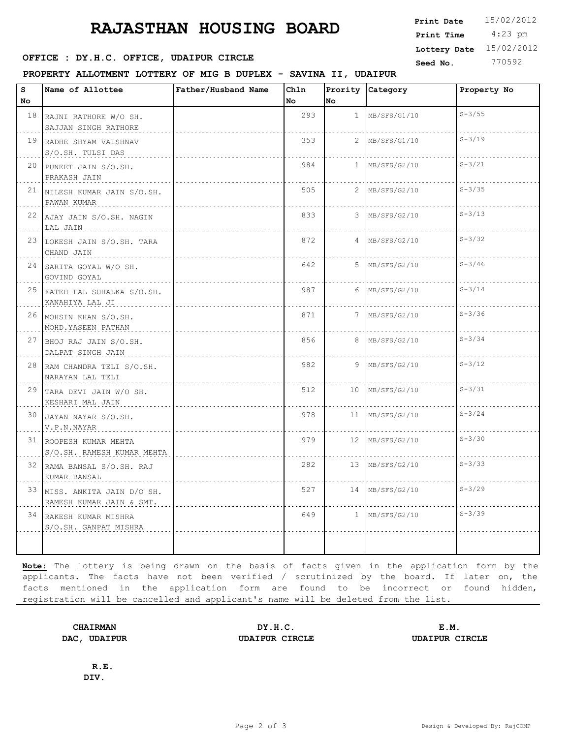# RAJASTHAN HOUSING BOARD

**Print Date** 15/02/2012
**Print Time** 4:23 pm
**Lottery Date** 15/02/2012
**Seed No.** 770592

**OFFICE : DY.H.C. OFFICE, UDAIPUR CIRCLE**

**PROPERTY ALLOTMENT LOTTERY OF MIG B DUPLEX - SAVINA II, UDAIPUR**

| S No | Name of Allottee | Father/Husband Name | Chln No | Prority No | Category | Property No |
|---|---|---|---|---|---|---|
| 18 | RAJNI RATHORE W/O SH. SAJJAN SINGH RATHORE | | 293 | 1 | MB/SFS/G1/10 | S-3/55 |
| 19 | RADHE SHYAM VAISHNAV S/O.SH. TULSI DAS | | 353 | 2 | MB/SFS/G1/10 | S-3/19 |
| 20 | PUNEET JAIN S/O.SH. PRAKASH JAIN | | 984 | 1 | MB/SFS/G2/10 | S-3/21 |
| 21 | NILESH KUMAR JAIN S/O.SH. PAWAN KUMAR | | 505 | 2 | MB/SFS/G2/10 | S-3/35 |
| 22 | AJAY JAIN S/O.SH. NAGIN LAL JAIN | | 833 | 3 | MB/SFS/G2/10 | S-3/13 |
| 23 | LOKESH JAIN S/O.SH. TARA CHAND JAIN | | 872 | 4 | MB/SFS/G2/10 | S-3/32 |
| 24 | SARITA GOYAL W/O SH. GOVIND GOYAL | | 642 | 5 | MB/SFS/G2/10 | S-3/46 |
| 25 | FATEH LAL SUHALKA S/O.SH. KANAHIYA LAL JI | | 987 | 6 | MB/SFS/G2/10 | S-3/14 |
| 26 | MOHSIN KHAN S/O.SH. MOHD.YASEEN PATHAN | | 871 | 7 | MB/SFS/G2/10 | S-3/36 |
| 27 | BHOJ RAJ JAIN S/O.SH. DALPAT SINGH JAIN | | 856 | 8 | MB/SFS/G2/10 | S-3/34 |
| 28 | RAM CHANDRA TELI S/O.SH. NARAYAN LAL TELI | | 982 | 9 | MB/SFS/G2/10 | S-3/12 |
| 29 | TARA DEVI JAIN W/O SH. KESHARI MAL JAIN | | 512 | 10 | MB/SFS/G2/10 | S-3/31 |
| 30 | JAYAN NAYAR S/O.SH. V.P.N.NAYAR | | 978 | 11 | MB/SFS/G2/10 | S-3/24 |
| 31 | ROOPESH KUMAR MEHTA S/O.SH. RAMESH KUMAR MEHTA | | 979 | 12 | MB/SFS/G2/10 | S-3/30 |
| 32 | RAMA BANSAL S/O.SH. RAJ KUMAR BANSAL | | 282 | 13 | MB/SFS/G2/10 | S-3/33 |
| 33 | MISS. ANKITA JAIN D/O SH. RAMESH KUMAR JAIN & SMT. | | 527 | 14 | MB/SFS/G2/10 | S-3/29 |
| 34 | RAKESH KUMAR MISHRA S/O.SH. GANPAT MISHRA | | 649 | 1 | MB/SFS/G2/10 | S-3/39 |

**Note:** The lottery is being drawn on the basis of facts given in the application form by the applicants. The facts have not been verified / scrutinized by the board. If later on, the facts mentioned in the application form are found to be incorrect or found hidden, registration will be cancelled and applicant's name will be deleted from the list.

**CHAIRMAN**
**DAC, UDAIPUR**

**DY.H.C.**
**UDAIPUR CIRCLE**

**E.M.**
**UDAIPUR CIRCLE**

**R.E.**
**DIV.**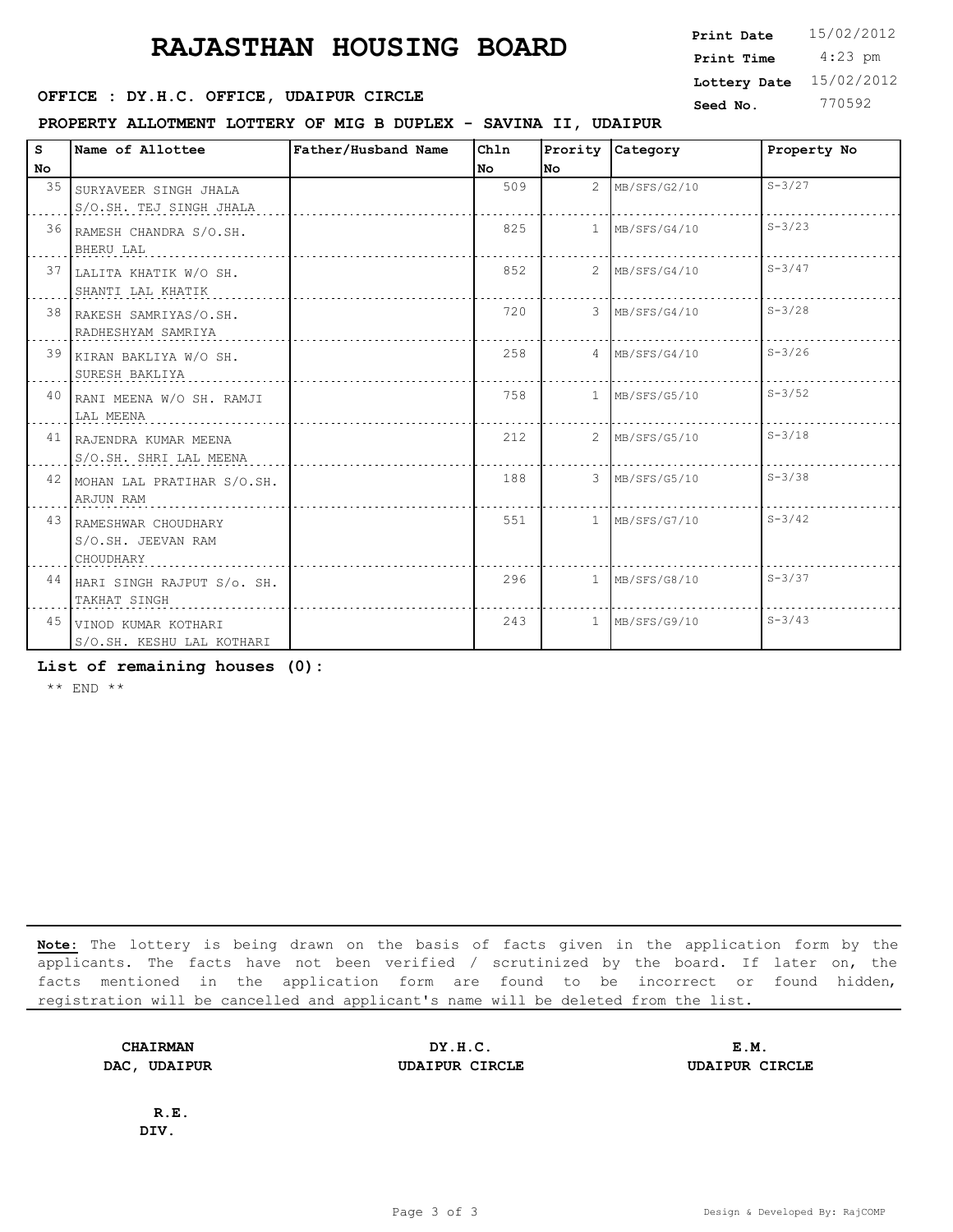# RAJASTHAN HOUSING BOARD

**Print Date** 15/02/2012
**Print Time** 4:23 pm
**Lottery Date** 15/02/2012
**Seed No.** 770592

**OFFICE : DY.H.C. OFFICE, UDAIPUR CIRCLE**

**PROPERTY ALLOTMENT LOTTERY OF MIG B DUPLEX - SAVINA II, UDAIPUR**

| S No | Name of Allottee | Father/Husband Name | Chln No | Prority No | Category | Property No |
|---|---|---|---|---|---|---|
| 35 | SURYAVEER SINGH JHALA S/O.SH. TEJ SINGH JHALA | | 509 | 2 | MB/SFS/G2/10 | S-3/27 |
| 36 | RAMESH CHANDRA S/O.SH. BHERU LAL | | 825 | 1 | MB/SFS/G4/10 | S-3/23 |
| 37 | LALITA KHATIK W/O SH. SHANTI LAL KHATIK | | 852 | 2 | MB/SFS/G4/10 | S-3/47 |
| 38 | RAKESH SAMRIYAS/O.SH. RADHESHYAM SAMRIYA | | 720 | 3 | MB/SFS/G4/10 | S-3/28 |
| 39 | KIRAN BAKLIYA W/O SH. SURESH BAKLIYA | | 258 | 4 | MB/SFS/G4/10 | S-3/26 |
| 40 | RANI MEENA W/O SH. RAMJI LAL MEENA | | 758 | 1 | MB/SFS/G5/10 | S-3/52 |
| 41 | RAJENDRA KUMAR MEENA S/O.SH. SHRI LAL MEENA | | 212 | 2 | MB/SFS/G5/10 | S-3/18 |
| 42 | MOHAN LAL PRATIHAR S/O.SH. ARJUN RAM | | 188 | 3 | MB/SFS/G5/10 | S-3/38 |
| 43 | RAMESHWAR CHOUDHARY S/O.SH. JEEVAN RAM CHOUDHARY | | 551 | 1 | MB/SFS/G7/10 | S-3/42 |
| 44 | HARI SINGH RAJPUT S/o. SH. TAKHAT SINGH | | 296 | 1 | MB/SFS/G8/10 | S-3/37 |
| 45 | VINOD KUMAR KOTHARI S/O.SH. KESHU LAL KOTHARI | | 243 | 1 | MB/SFS/G9/10 | S-3/43 |

**List of remaining houses (0):**

** END **

**Note:** The lottery is being drawn on the basis of facts given in the application form by the applicants. The facts have not been verified / scrutinized by the board. If later on, the facts mentioned in the application form are found to be incorrect or found hidden, registration will be cancelled and applicant's name will be deleted from the list.

**CHAIRMAN**
**DAC, UDAIPUR**

**DY.H.C.**
**UDAIPUR CIRCLE**

**E.M.**
**UDAIPUR CIRCLE**

**R.E.**
**DIV.**

Design & Developed By: RajCOMP